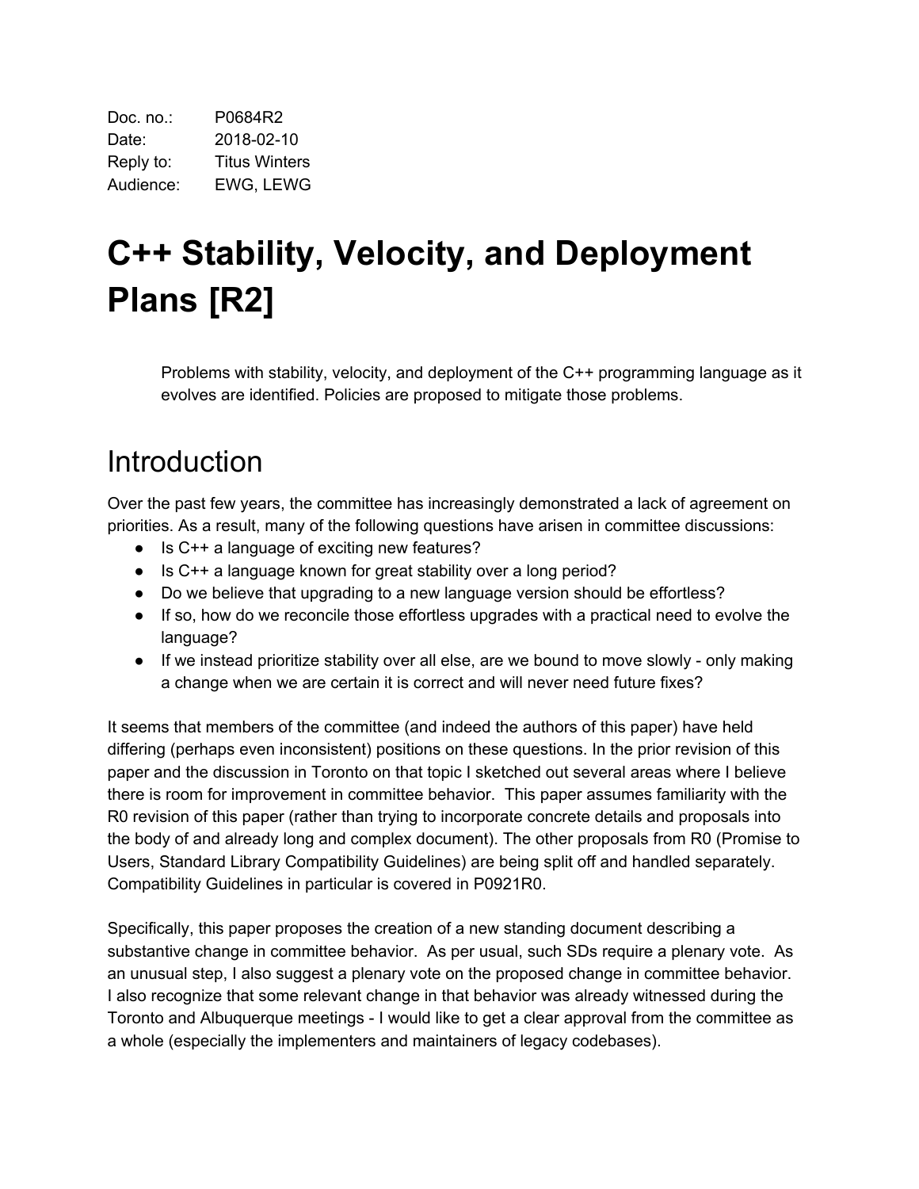Doc. no.: P0684R2
Date: 2018-02-10
Reply to: Titus Winters
Audience: EWG, LEWG

# C++ Stability, Velocity, and Deployment Plans [R2]

> Problems with stability, velocity, and deployment of the C++ programming language as it evolves are identified. Policies are proposed to mitigate those problems.

## Introduction

Over the past few years, the committee has increasingly demonstrated a lack of agreement on priorities. As a result, many of the following questions have arisen in committee discussions:

- Is C++ a language of exciting new features?
- Is C++ a language known for great stability over a long period?
- Do we believe that upgrading to a new language version should be effortless?
- If so, how do we reconcile those effortless upgrades with a practical need to evolve the language?
- If we instead prioritize stability over all else, are we bound to move slowly - only making a change when we are certain it is correct and will never need future fixes?

It seems that members of the committee (and indeed the authors of this paper) have held differing (perhaps even inconsistent) positions on these questions. In the prior revision of this paper and the discussion in Toronto on that topic I sketched out several areas where I believe there is room for improvement in committee behavior. This paper assumes familiarity with the R0 revision of this paper (rather than trying to incorporate concrete details and proposals into the body of and already long and complex document). The other proposals from R0 (Promise to Users, Standard Library Compatibility Guidelines) are being split off and handled separately. Compatibility Guidelines in particular is covered in P0921R0.

Specifically, this paper proposes the creation of a new standing document describing a substantive change in committee behavior. As per usual, such SDs require a plenary vote. As an unusual step, I also suggest a plenary vote on the proposed change in committee behavior. I also recognize that some relevant change in that behavior was already witnessed during the Toronto and Albuquerque meetings - I would like to get a clear approval from the committee as a whole (especially the implementers and maintainers of legacy codebases).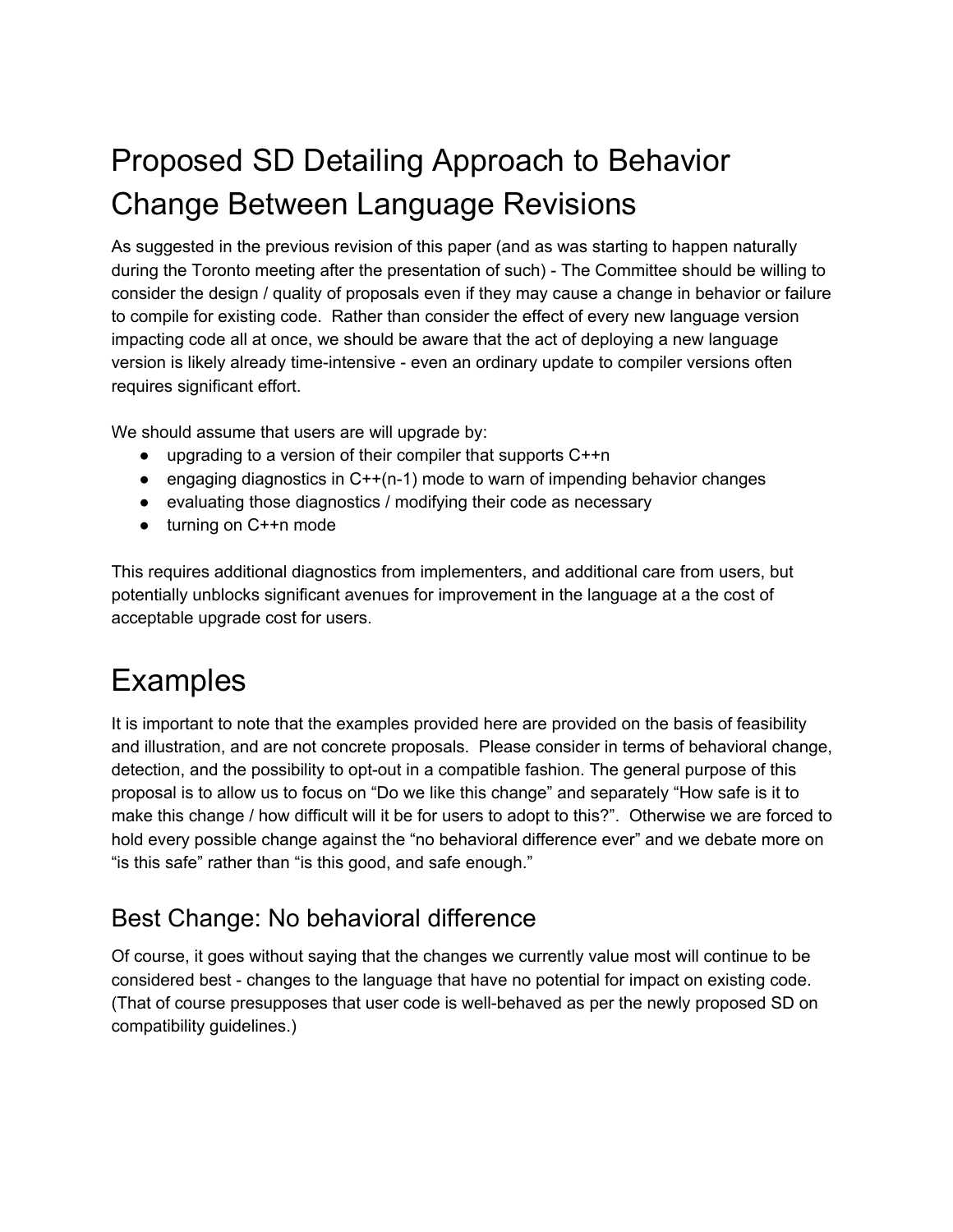# Proposed SD Detailing Approach to Behavior Change Between Language Revisions

As suggested in the previous revision of this paper (and as was starting to happen naturally during the Toronto meeting after the presentation of such) - The Committee should be willing to consider the design / quality of proposals even if they may cause a change in behavior or failure to compile for existing code. Rather than consider the effect of every new language version impacting code all at once, we should be aware that the act of deploying a new language version is likely already time-intensive - even an ordinary update to compiler versions often requires significant effort.

We should assume that users are will upgrade by:

- upgrading to a version of their compiler that supports C++n
- engaging diagnostics in C++(n-1) mode to warn of impending behavior changes
- evaluating those diagnostics / modifying their code as necessary
- turning on C++n mode

This requires additional diagnostics from implementers, and additional care from users, but potentially unblocks significant avenues for improvement in the language at a the cost of acceptable upgrade cost for users.

# Examples

It is important to note that the examples provided here are provided on the basis of feasibility and illustration, and are not concrete proposals. Please consider in terms of behavioral change, detection, and the possibility to opt-out in a compatible fashion. The general purpose of this proposal is to allow us to focus on "Do we like this change" and separately "How safe is it to make this change / how difficult will it be for users to adopt to this?". Otherwise we are forced to hold every possible change against the "no behavioral difference ever" and we debate more on "is this safe" rather than "is this good, and safe enough."

## Best Change: No behavioral difference

Of course, it goes without saying that the changes we currently value most will continue to be considered best - changes to the language that have no potential for impact on existing code. (That of course presupposes that user code is well-behaved as per the newly proposed SD on compatibility guidelines.)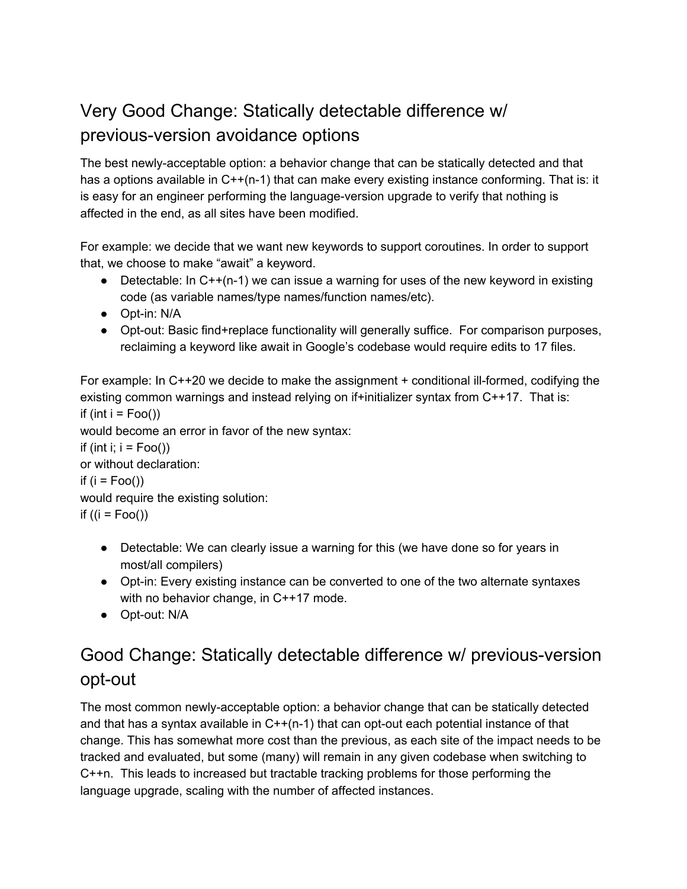## Very Good Change: Statically detectable difference w/ previous-version avoidance options

The best newly-acceptable option: a behavior change that can be statically detected and that has a options available in C++(n-1) that can make every existing instance conforming. That is: it is easy for an engineer performing the language-version upgrade to verify that nothing is affected in the end, as all sites have been modified.

For example: we decide that we want new keywords to support coroutines. In order to support that, we choose to make “await” a keyword.

- Detectable: In C++(n-1) we can issue a warning for uses of the new keyword in existing code (as variable names/type names/function names/etc).
- Opt-in: N/A
- Opt-out: Basic find+replace functionality will generally suffice. For comparison purposes, reclaiming a keyword like await in Google’s codebase would require edits to 17 files.

For example: In C++20 we decide to make the assignment + conditional ill-formed, codifying the existing common warnings and instead relying on if+initializer syntax from C++17. That is:

```
if (int i = Foo())
```

would become an error in favor of the new syntax:

```
if (int i; i = Foo())
```

or without declaration:

```
if (i = Foo())
```

would require the existing solution:

```
if ((i = Foo())
```

- Detectable: We can clearly issue a warning for this (we have done so for years in most/all compilers)
- Opt-in: Every existing instance can be converted to one of the two alternate syntaxes with no behavior change, in C++17 mode.
- Opt-out: N/A

## Good Change: Statically detectable difference w/ previous-version opt-out

The most common newly-acceptable option: a behavior change that can be statically detected and that has a syntax available in C++(n-1) that can opt-out each potential instance of that change. This has somewhat more cost than the previous, as each site of the impact needs to be tracked and evaluated, but some (many) will remain in any given codebase when switching to C++n. This leads to increased but tractable tracking problems for those performing the language upgrade, scaling with the number of affected instances.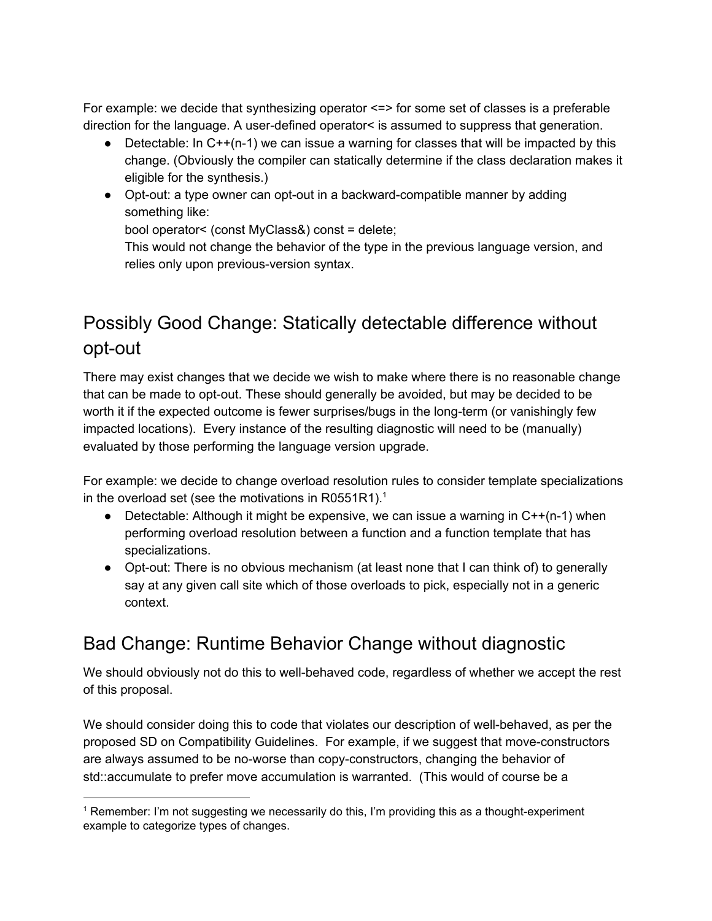For example: we decide that synthesizing operator <=> for some set of classes is a preferable direction for the language. A user-defined operator< is assumed to suppress that generation.

- Detectable: In C++(n-1) we can issue a warning for classes that will be impacted by this change. (Obviously the compiler can statically determine if the class declaration makes it eligible for the synthesis.)
- Opt-out: a type owner can opt-out in a backward-compatible manner by adding something like:
  bool operator< (const MyClass&) const = delete;
  This would not change the behavior of the type in the previous language version, and relies only upon previous-version syntax.

## Possibly Good Change: Statically detectable difference without opt-out

There may exist changes that we decide we wish to make where there is no reasonable change that can be made to opt-out. These should generally be avoided, but may be decided to be worth it if the expected outcome is fewer surprises/bugs in the long-term (or vanishingly few impacted locations). Every instance of the resulting diagnostic will need to be (manually) evaluated by those performing the language version upgrade.

For example: we decide to change overload resolution rules to consider template specializations in the overload set (see the motivations in R0551R1).[1]

- Detectable: Although it might be expensive, we can issue a warning in C++(n-1) when performing overload resolution between a function and a function template that has specializations.
- Opt-out: There is no obvious mechanism (at least none that I can think of) to generally say at any given call site which of those overloads to pick, especially not in a generic context.

## Bad Change: Runtime Behavior Change without diagnostic

We should obviously not do this to well-behaved code, regardless of whether we accept the rest of this proposal.

We should consider doing this to code that violates our description of well-behaved, as per the proposed SD on Compatibility Guidelines. For example, if we suggest that move-constructors are always assumed to be no-worse than copy-constructors, changing the behavior of std::accumulate to prefer move accumulation is warranted. (This would of course be a

---

[1] Remember: I'm not suggesting we necessarily do this, I'm providing this as a thought-experiment example to categorize types of changes.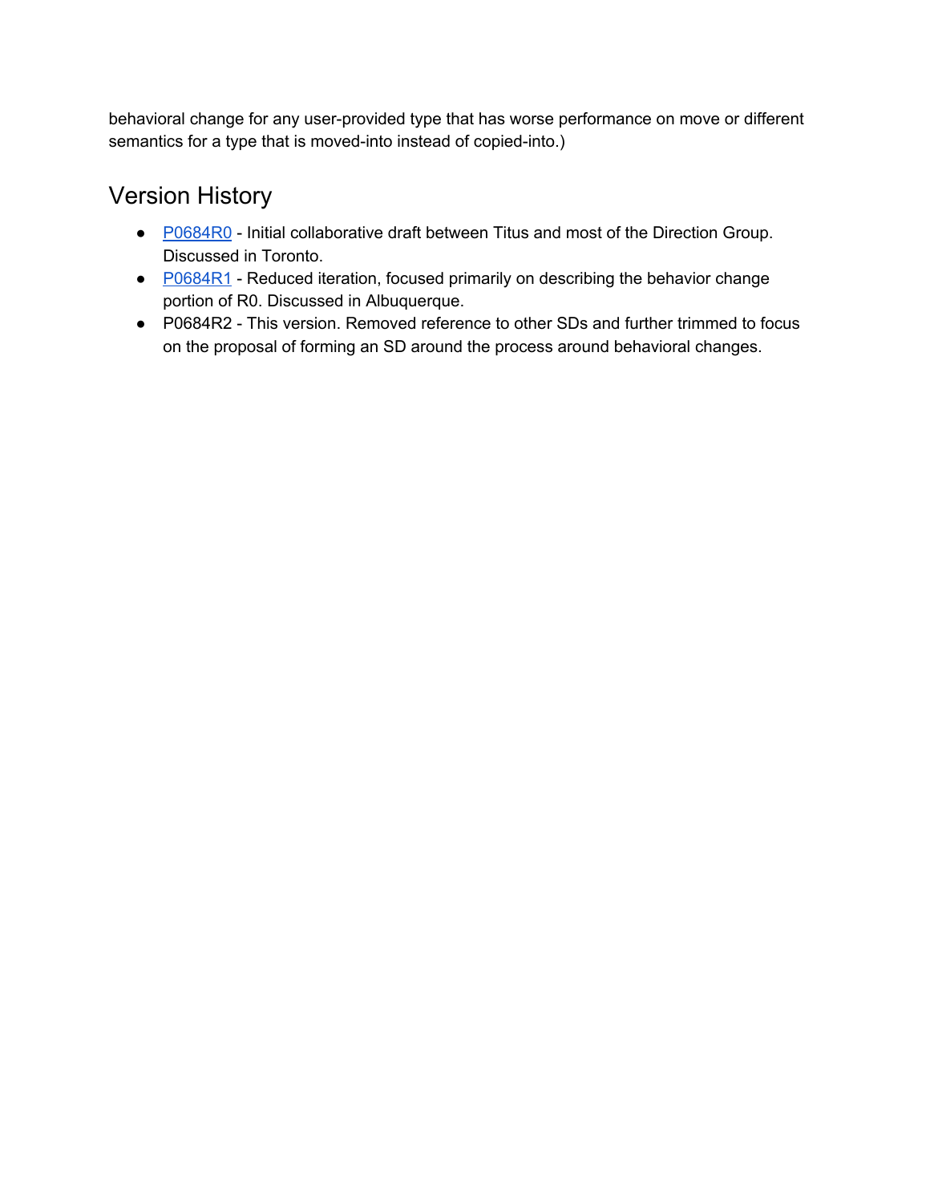behavioral change for any user-provided type that has worse performance on move or different semantics for a type that is moved-into instead of copied-into.)

## Version History

- P0684R0 - Initial collaborative draft between Titus and most of the Direction Group. Discussed in Toronto.
- P0684R1 - Reduced iteration, focused primarily on describing the behavior change portion of R0. Discussed in Albuquerque.
- P0684R2 - This version. Removed reference to other SDs and further trimmed to focus on the proposal of forming an SD around the process around behavioral changes.